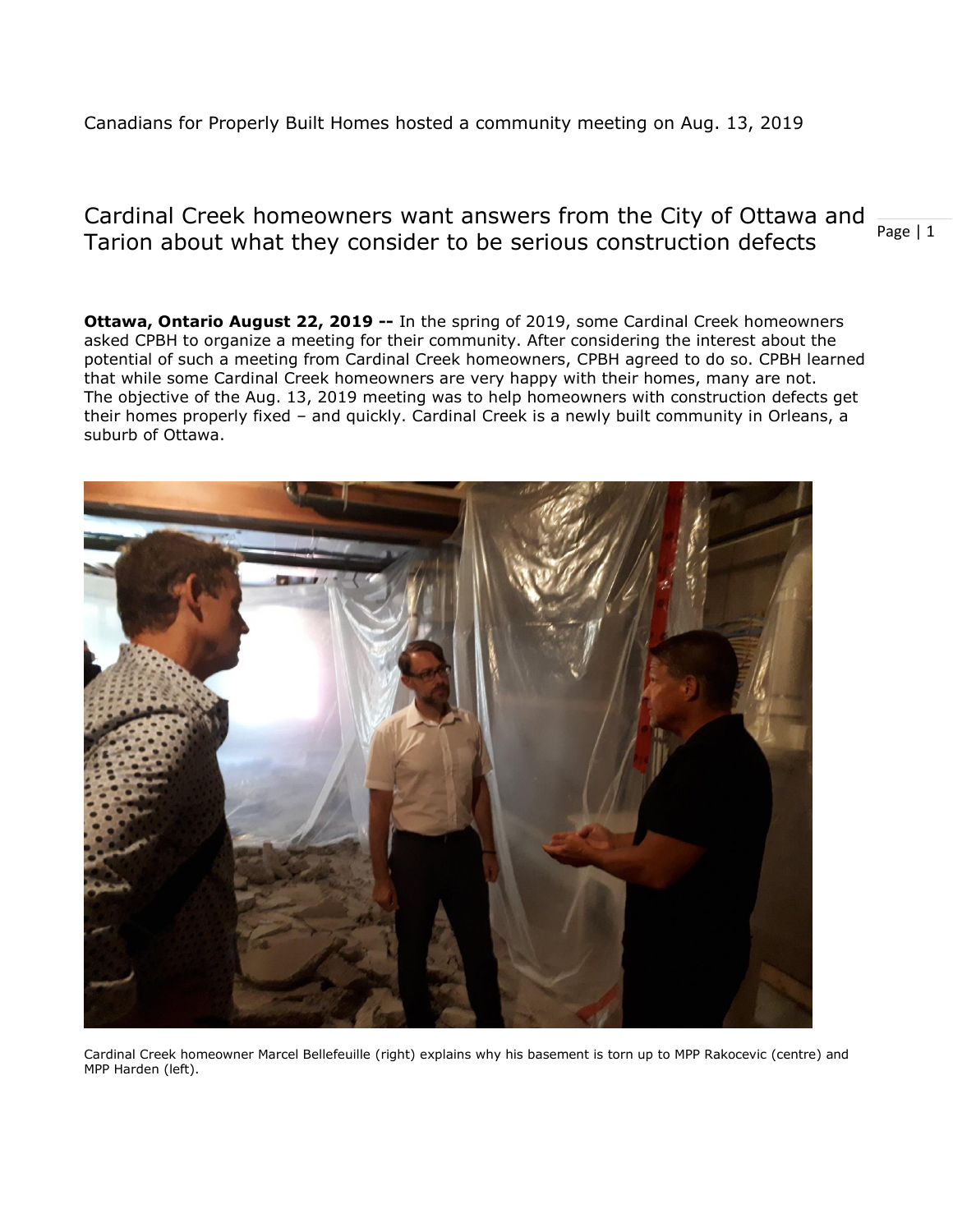Canadians for Properly Built Homes hosted a community meeting on Aug. 13, 2019

# Cardinal Creek homeowners want answers from the City of Ottawa and Tarion about what they consider to be serious construction defects

**Ottawa, Ontario August 22, 2019 --** In the spring of 2019, some Cardinal Creek homeowners asked CPBH to organize a meeting for their community. After considering the interest about the potential of such a meeting from Cardinal Creek homeowners, CPBH agreed to do so. CPBH learned that while some Cardinal Creek homeowners are very happy with their homes, many are not. The objective of the Aug. 13, 2019 meeting was to help homeowners with construction defects get their homes properly fixed – and quickly. Cardinal Creek is a newly built community in Orleans, a suburb of Ottawa.

Cardinal Creek homeowner Marcel Bellefeuille (right) explains why his basement is torn up to MPP Rakocevic (centre) and MPP Harden (left).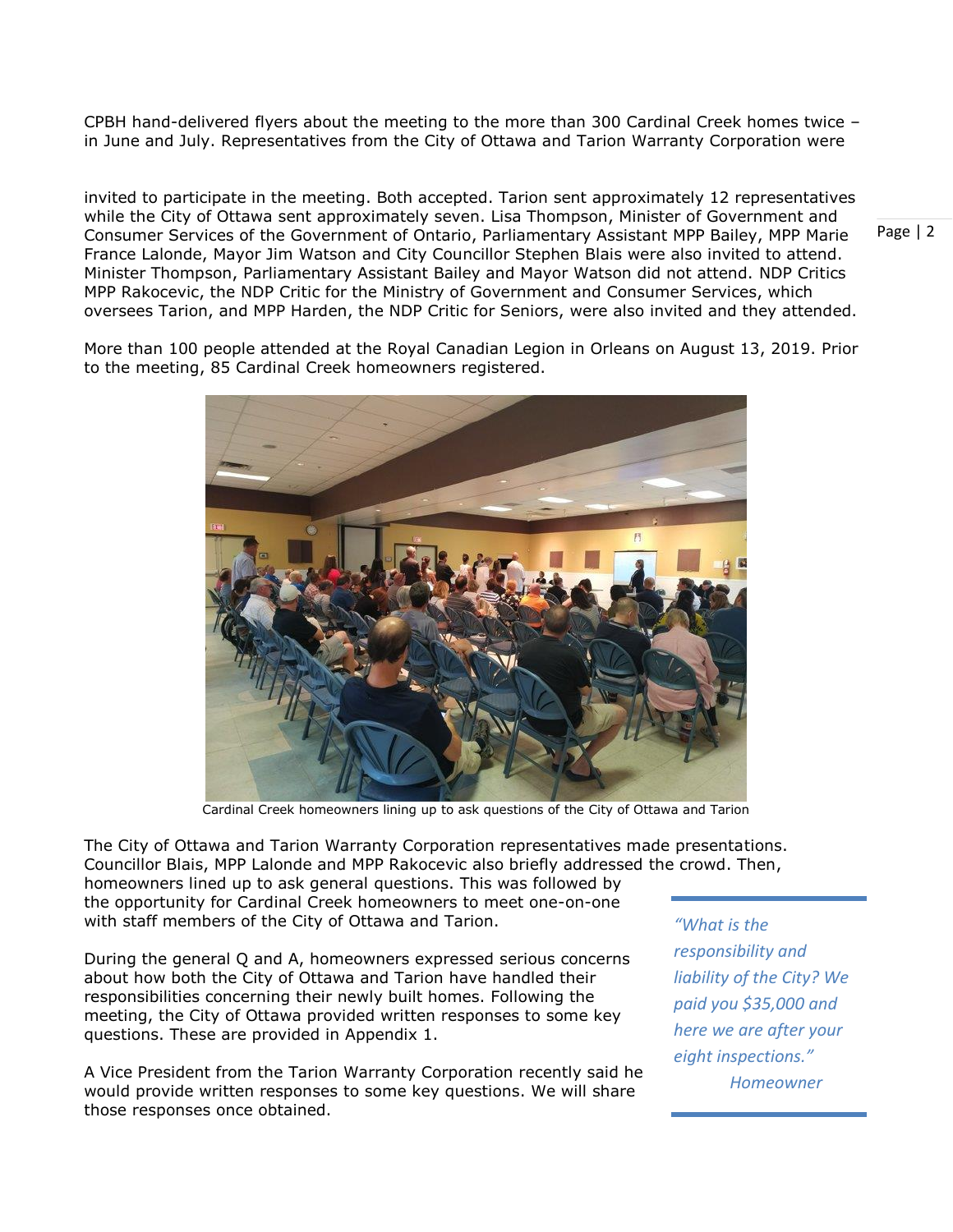CPBH hand-delivered flyers about the meeting to the more than 300 Cardinal Creek homes twice – in June and July. Representatives from the City of Ottawa and Tarion Warranty Corporation were invited to participate in the meeting. Both accepted. Tarion sent approximately 12 representatives while the City of Ottawa sent approximately seven. Lisa Thompson, Minister of Government and Consumer Services of the Government of Ontario, Parliamentary Assistant MPP Bailey, MPP Marie France Lalonde, Mayor Jim Watson and City Councillor Stephen Blais were also invited to attend. Minister Thompson, Parliamentary Assistant Bailey and Mayor Watson did not attend. NDP Critics MPP Rakocevic, the NDP Critic for the Ministry of Government and Consumer Services, which oversees Tarion, and MPP Harden, the NDP Critic for Seniors, were also invited and they attended.

More than 100 people attended at the Royal Canadian Legion in Orleans on August 13, 2019. Prior to the meeting, 85 Cardinal Creek homeowners registered.

Cardinal Creek homeowners lining up to ask questions of the City of Ottawa and Tarion

The City of Ottawa and Tarion Warranty Corporation representatives made presentations. Councillor Blais, MPP Lalonde and MPP Rakocevic also briefly addressed the crowd. Then, homeowners lined up to ask general questions. This was followed by the opportunity for Cardinal Creek homeowners to meet one-on-one with staff members of the City of Ottawa and Tarion.

During the general Q and A, homeowners expressed serious concerns about how both the City of Ottawa and Tarion have handled their responsibilities concerning their newly built homes. Following the meeting, the City of Ottawa provided written responses to some key questions. These are provided in Appendix 1.

A Vice President from the Tarion Warranty Corporation recently said he would provide written responses to some key questions. We will share those responses once obtained.

> *"What is the responsibility and liability of the City? We paid you $35,000 and here we are after your eight inspections."*
>
> *Homeowner*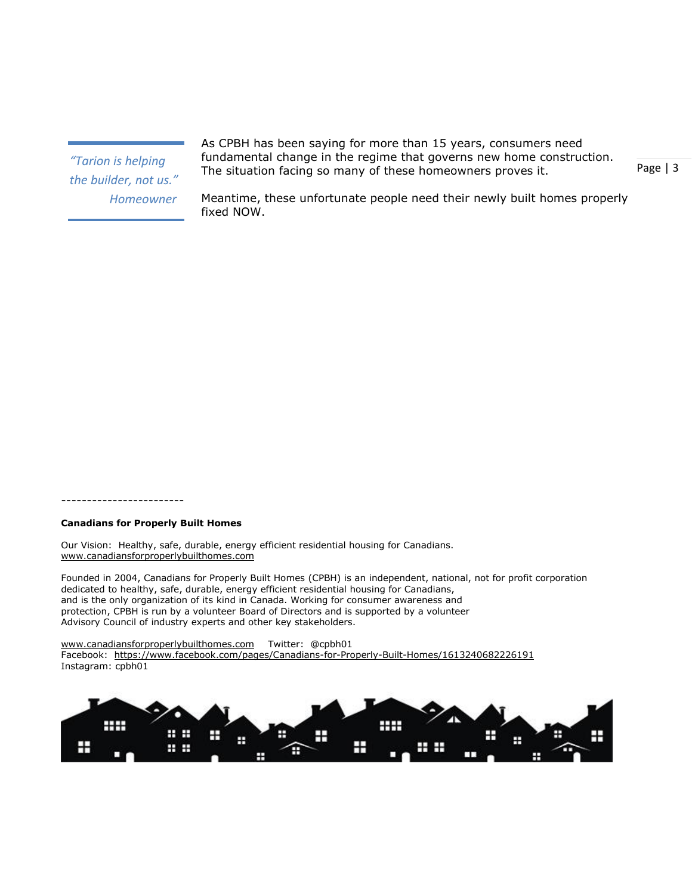> *"Tarion is helping the builder, not us."*
> *Homeowner*

As CPBH has been saying for more than 15 years, consumers need fundamental change in the regime that governs new home construction. The situation facing so many of these homeowners proves it.

Meantime, these unfortunate people need their newly built homes properly fixed NOW.

------------------------

**Canadians for Properly Built Homes**

Our Vision: Healthy, safe, durable, energy efficient residential housing for Canadians.
www.canadiansforproperlybuilthomes.com

Founded in 2004, Canadians for Properly Built Homes (CPBH) is an independent, national, not for profit corporation dedicated to healthy, safe, durable, energy efficient residential housing for Canadians, and is the only organization of its kind in Canada. Working for consumer awareness and protection, CPBH is run by a volunteer Board of Directors and is supported by a volunteer Advisory Council of industry experts and other key stakeholders.

www.canadiansforproperlybuilthomes.com Twitter: @cpbh01
Facebook: https://www.facebook.com/pages/Canadians-for-Properly-Built-Homes/1613240682226191
Instagram: cpbh01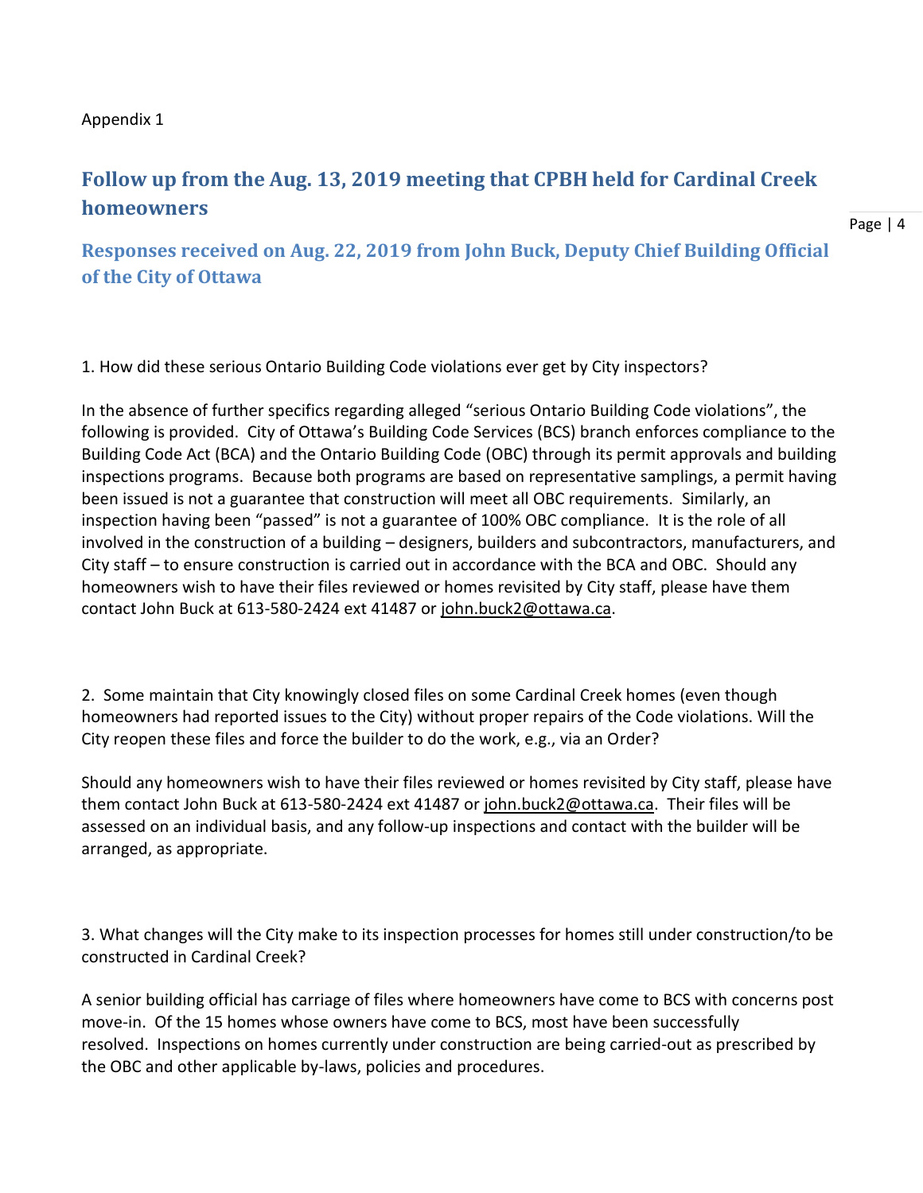Appendix 1

## Follow up from the Aug. 13, 2019 meeting that CPBH held for Cardinal Creek homeowners

### Responses received on Aug. 22, 2019 from John Buck, Deputy Chief Building Official of the City of Ottawa

1. How did these serious Ontario Building Code violations ever get by City inspectors?

In the absence of further specifics regarding alleged "serious Ontario Building Code violations", the following is provided. City of Ottawa's Building Code Services (BCS) branch enforces compliance to the Building Code Act (BCA) and the Ontario Building Code (OBC) through its permit approvals and building inspections programs. Because both programs are based on representative samplings, a permit having been issued is not a guarantee that construction will meet all OBC requirements. Similarly, an inspection having been "passed" is not a guarantee of 100% OBC compliance. It is the role of all involved in the construction of a building – designers, builders and subcontractors, manufacturers, and City staff – to ensure construction is carried out in accordance with the BCA and OBC. Should any homeowners wish to have their files reviewed or homes revisited by City staff, please have them contact John Buck at 613-580-2424 ext 41487 or john.buck2@ottawa.ca.

2. Some maintain that City knowingly closed files on some Cardinal Creek homes (even though homeowners had reported issues to the City) without proper repairs of the Code violations. Will the City reopen these files and force the builder to do the work, e.g., via an Order?

Should any homeowners wish to have their files reviewed or homes revisited by City staff, please have them contact John Buck at 613-580-2424 ext 41487 or john.buck2@ottawa.ca. Their files will be assessed on an individual basis, and any follow-up inspections and contact with the builder will be arranged, as appropriate.

3. What changes will the City make to its inspection processes for homes still under construction/to be constructed in Cardinal Creek?

A senior building official has carriage of files where homeowners have come to BCS with concerns post move-in. Of the 15 homes whose owners have come to BCS, most have been successfully resolved. Inspections on homes currently under construction are being carried-out as prescribed by the OBC and other applicable by-laws, policies and procedures.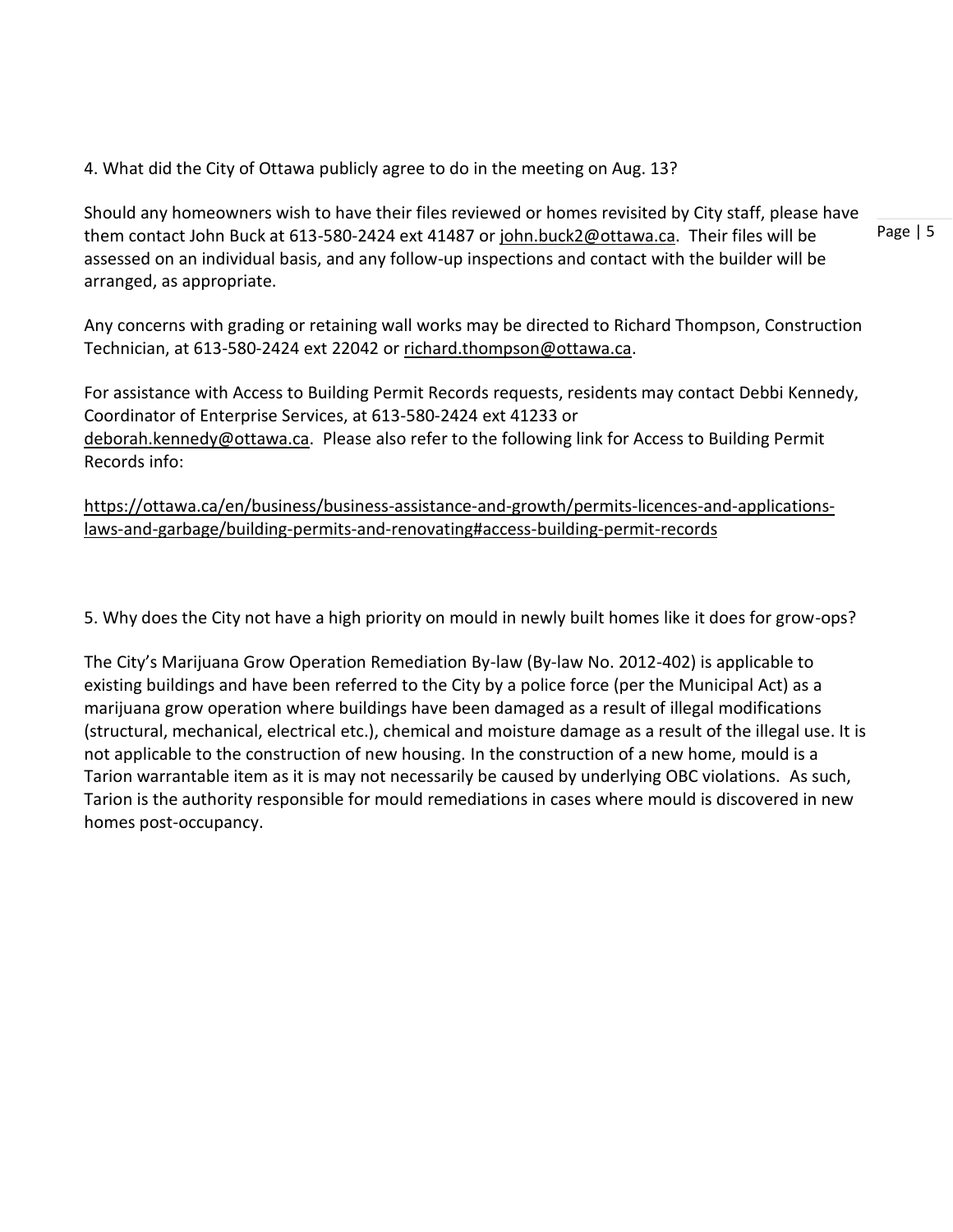4. What did the City of Ottawa publicly agree to do in the meeting on Aug. 13?

Should any homeowners wish to have their files reviewed or homes revisited by City staff, please have them contact John Buck at 613-580-2424 ext 41487 or john.buck2@ottawa.ca. Their files will be assessed on an individual basis, and any follow-up inspections and contact with the builder will be arranged, as appropriate.

Any concerns with grading or retaining wall works may be directed to Richard Thompson, Construction Technician, at 613-580-2424 ext 22042 or richard.thompson@ottawa.ca.

For assistance with Access to Building Permit Records requests, residents may contact Debbi Kennedy, Coordinator of Enterprise Services, at 613-580-2424 ext 41233 or deborah.kennedy@ottawa.ca. Please also refer to the following link for Access to Building Permit Records info:

https://ottawa.ca/en/business/business-assistance-and-growth/permits-licences-and-applications-laws-and-garbage/building-permits-and-renovating#access-building-permit-records

5. Why does the City not have a high priority on mould in newly built homes like it does for grow-ops?

The City's Marijuana Grow Operation Remediation By-law (By-law No. 2012-402) is applicable to existing buildings and have been referred to the City by a police force (per the Municipal Act) as a marijuana grow operation where buildings have been damaged as a result of illegal modifications (structural, mechanical, electrical etc.), chemical and moisture damage as a result of the illegal use. It is not applicable to the construction of new housing. In the construction of a new home, mould is a Tarion warrantable item as it is may not necessarily be caused by underlying OBC violations. As such, Tarion is the authority responsible for mould remediations in cases where mould is discovered in new homes post-occupancy.